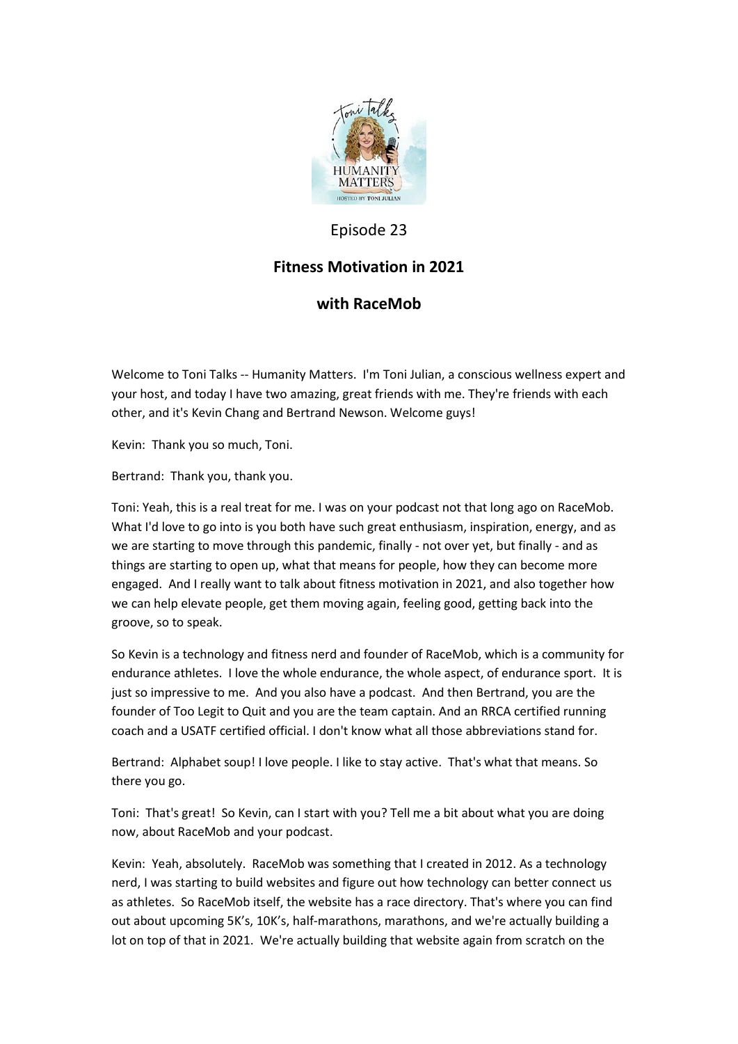Episode 23

# Fitness Motivation in 2021

## with RaceMob

Welcome to Toni Talks -- Humanity Matters. I'm Toni Julian, a conscious wellness expert and your host, and today I have two amazing, great friends with me. They're friends with each other, and it's Kevin Chang and Bertrand Newson. Welcome guys!

Kevin: Thank you so much, Toni.

Bertrand: Thank you, thank you.

Toni: Yeah, this is a real treat for me. I was on your podcast not that long ago on RaceMob. What I'd love to go into is you both have such great enthusiasm, inspiration, energy, and as we are starting to move through this pandemic, finally - not over yet, but finally - and as things are starting to open up, what that means for people, how they can become more engaged. And I really want to talk about fitness motivation in 2021, and also together how we can help elevate people, get them moving again, feeling good, getting back into the groove, so to speak.

So Kevin is a technology and fitness nerd and founder of RaceMob, which is a community for endurance athletes. I love the whole endurance, the whole aspect, of endurance sport. It is just so impressive to me. And you also have a podcast. And then Bertrand, you are the founder of Too Legit to Quit and you are the team captain. And an RRCA certified running coach and a USATF certified official. I don't know what all those abbreviations stand for.

Bertrand: Alphabet soup! I love people. I like to stay active. That's what that means. So there you go.

Toni: That's great! So Kevin, can I start with you? Tell me a bit about what you are doing now, about RaceMob and your podcast.

Kevin: Yeah, absolutely. RaceMob was something that I created in 2012. As a technology nerd, I was starting to build websites and figure out how technology can better connect us as athletes. So RaceMob itself, the website has a race directory. That's where you can find out about upcoming 5K's, 10K's, half-marathons, marathons, and we're actually building a lot on top of that in 2021. We're actually building that website again from scratch on the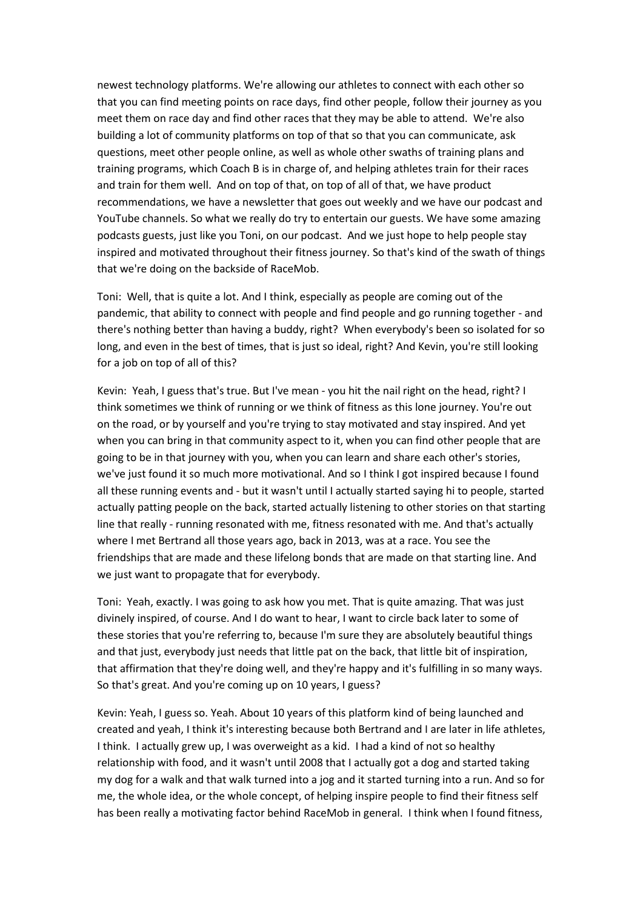newest technology platforms. We're allowing our athletes to connect with each other so that you can find meeting points on race days, find other people, follow their journey as you meet them on race day and find other races that they may be able to attend. We're also building a lot of community platforms on top of that so that you can communicate, ask questions, meet other people online, as well as whole other swaths of training plans and training programs, which Coach B is in charge of, and helping athletes train for their races and train for them well. And on top of that, on top of all of that, we have product recommendations, we have a newsletter that goes out weekly and we have our podcast and YouTube channels. So what we really do try to entertain our guests. We have some amazing podcasts guests, just like you Toni, on our podcast. And we just hope to help people stay inspired and motivated throughout their fitness journey. So that's kind of the swath of things that we're doing on the backside of RaceMob.

Toni: Well, that is quite a lot. And I think, especially as people are coming out of the pandemic, that ability to connect with people and find people and go running together - and there's nothing better than having a buddy, right? When everybody's been so isolated for so long, and even in the best of times, that is just so ideal, right? And Kevin, you're still looking for a job on top of all of this?

Kevin: Yeah, I guess that's true. But I've mean - you hit the nail right on the head, right? I think sometimes we think of running or we think of fitness as this lone journey. You're out on the road, or by yourself and you're trying to stay motivated and stay inspired. And yet when you can bring in that community aspect to it, when you can find other people that are going to be in that journey with you, when you can learn and share each other's stories, we've just found it so much more motivational. And so I think I got inspired because I found all these running events and - but it wasn't until I actually started saying hi to people, started actually patting people on the back, started actually listening to other stories on that starting line that really - running resonated with me, fitness resonated with me. And that's actually where I met Bertrand all those years ago, back in 2013, was at a race. You see the friendships that are made and these lifelong bonds that are made on that starting line. And we just want to propagate that for everybody.

Toni: Yeah, exactly. I was going to ask how you met. That is quite amazing. That was just divinely inspired, of course. And I do want to hear, I want to circle back later to some of these stories that you're referring to, because I'm sure they are absolutely beautiful things and that just, everybody just needs that little pat on the back, that little bit of inspiration, that affirmation that they're doing well, and they're happy and it's fulfilling in so many ways. So that's great. And you're coming up on 10 years, I guess?

Kevin: Yeah, I guess so. Yeah. About 10 years of this platform kind of being launched and created and yeah, I think it's interesting because both Bertrand and I are later in life athletes, I think. I actually grew up, I was overweight as a kid. I had a kind of not so healthy relationship with food, and it wasn't until 2008 that I actually got a dog and started taking my dog for a walk and that walk turned into a jog and it started turning into a run. And so for me, the whole idea, or the whole concept, of helping inspire people to find their fitness self has been really a motivating factor behind RaceMob in general. I think when I found fitness,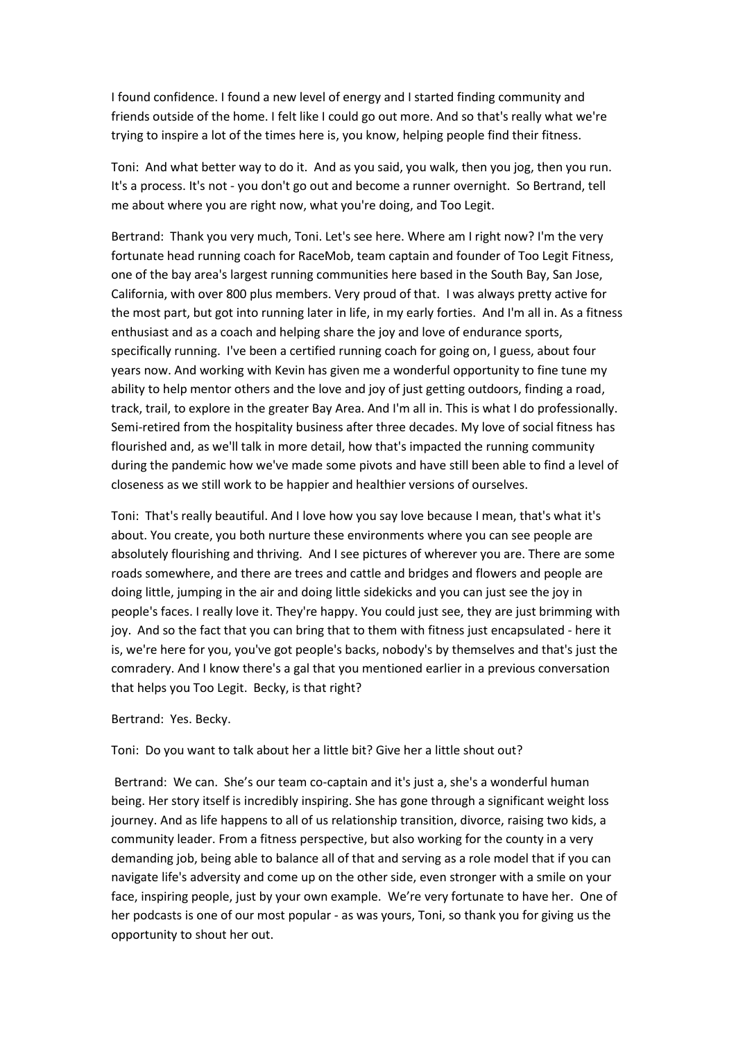I found confidence. I found a new level of energy and I started finding community and friends outside of the home. I felt like I could go out more. And so that's really what we're trying to inspire a lot of the times here is, you know, helping people find their fitness.

Toni: And what better way to do it. And as you said, you walk, then you jog, then you run. It's a process. It's not - you don't go out and become a runner overnight. So Bertrand, tell me about where you are right now, what you're doing, and Too Legit.

Bertrand: Thank you very much, Toni. Let's see here. Where am I right now? I'm the very fortunate head running coach for RaceMob, team captain and founder of Too Legit Fitness, one of the bay area's largest running communities here based in the South Bay, San Jose, California, with over 800 plus members. Very proud of that. I was always pretty active for the most part, but got into running later in life, in my early forties. And I'm all in. As a fitness enthusiast and as a coach and helping share the joy and love of endurance sports, specifically running. I've been a certified running coach for going on, I guess, about four years now. And working with Kevin has given me a wonderful opportunity to fine tune my ability to help mentor others and the love and joy of just getting outdoors, finding a road, track, trail, to explore in the greater Bay Area. And I'm all in. This is what I do professionally. Semi-retired from the hospitality business after three decades. My love of social fitness has flourished and, as we'll talk in more detail, how that's impacted the running community during the pandemic how we've made some pivots and have still been able to find a level of closeness as we still work to be happier and healthier versions of ourselves.

Toni: That's really beautiful. And I love how you say love because I mean, that's what it's about. You create, you both nurture these environments where you can see people are absolutely flourishing and thriving. And I see pictures of wherever you are. There are some roads somewhere, and there are trees and cattle and bridges and flowers and people are doing little, jumping in the air and doing little sidekicks and you can just see the joy in people's faces. I really love it. They're happy. You could just see, they are just brimming with joy. And so the fact that you can bring that to them with fitness just encapsulated - here it is, we're here for you, you've got people's backs, nobody's by themselves and that's just the comradery. And I know there's a gal that you mentioned earlier in a previous conversation that helps you Too Legit. Becky, is that right?

Bertrand: Yes. Becky.

Toni: Do you want to talk about her a little bit? Give her a little shout out?

Bertrand: We can. She's our team co-captain and it's just a, she's a wonderful human being. Her story itself is incredibly inspiring. She has gone through a significant weight loss journey. And as life happens to all of us relationship transition, divorce, raising two kids, a community leader. From a fitness perspective, but also working for the county in a very demanding job, being able to balance all of that and serving as a role model that if you can navigate life's adversity and come up on the other side, even stronger with a smile on your face, inspiring people, just by your own example. We're very fortunate to have her. One of her podcasts is one of our most popular - as was yours, Toni, so thank you for giving us the opportunity to shout her out.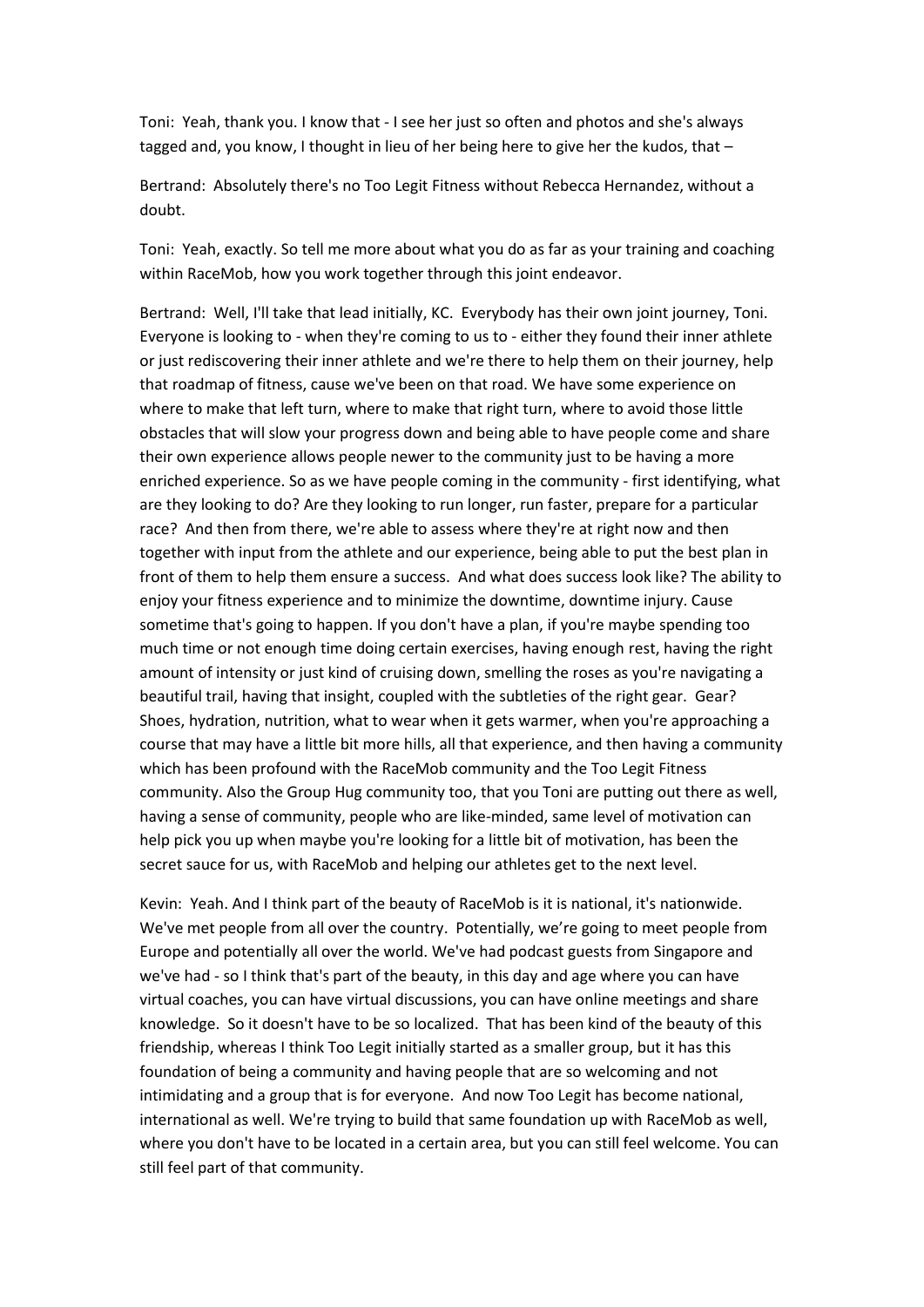Toni: Yeah, thank you. I know that - I see her just so often and photos and she's always tagged and, you know, I thought in lieu of her being here to give her the kudos, that –

Bertrand: Absolutely there's no Too Legit Fitness without Rebecca Hernandez, without a doubt.

Toni: Yeah, exactly. So tell me more about what you do as far as your training and coaching within RaceMob, how you work together through this joint endeavor.

Bertrand: Well, I'll take that lead initially, KC. Everybody has their own joint journey, Toni. Everyone is looking to - when they're coming to us to - either they found their inner athlete or just rediscovering their inner athlete and we're there to help them on their journey, help that roadmap of fitness, cause we've been on that road. We have some experience on where to make that left turn, where to make that right turn, where to avoid those little obstacles that will slow your progress down and being able to have people come and share their own experience allows people newer to the community just to be having a more enriched experience. So as we have people coming in the community - first identifying, what are they looking to do? Are they looking to run longer, run faster, prepare for a particular race? And then from there, we're able to assess where they're at right now and then together with input from the athlete and our experience, being able to put the best plan in front of them to help them ensure a success. And what does success look like? The ability to enjoy your fitness experience and to minimize the downtime, downtime injury. Cause sometime that's going to happen. If you don't have a plan, if you're maybe spending too much time or not enough time doing certain exercises, having enough rest, having the right amount of intensity or just kind of cruising down, smelling the roses as you're navigating a beautiful trail, having that insight, coupled with the subtleties of the right gear. Gear? Shoes, hydration, nutrition, what to wear when it gets warmer, when you're approaching a course that may have a little bit more hills, all that experience, and then having a community which has been profound with the RaceMob community and the Too Legit Fitness community. Also the Group Hug community too, that you Toni are putting out there as well, having a sense of community, people who are like-minded, same level of motivation can help pick you up when maybe you're looking for a little bit of motivation, has been the secret sauce for us, with RaceMob and helping our athletes get to the next level.

Kevin: Yeah. And I think part of the beauty of RaceMob is it is national, it's nationwide. We've met people from all over the country. Potentially, we're going to meet people from Europe and potentially all over the world. We've had podcast guests from Singapore and we've had - so I think that's part of the beauty, in this day and age where you can have virtual coaches, you can have virtual discussions, you can have online meetings and share knowledge. So it doesn't have to be so localized. That has been kind of the beauty of this friendship, whereas I think Too Legit initially started as a smaller group, but it has this foundation of being a community and having people that are so welcoming and not intimidating and a group that is for everyone. And now Too Legit has become national, international as well. We're trying to build that same foundation up with RaceMob as well, where you don't have to be located in a certain area, but you can still feel welcome. You can still feel part of that community.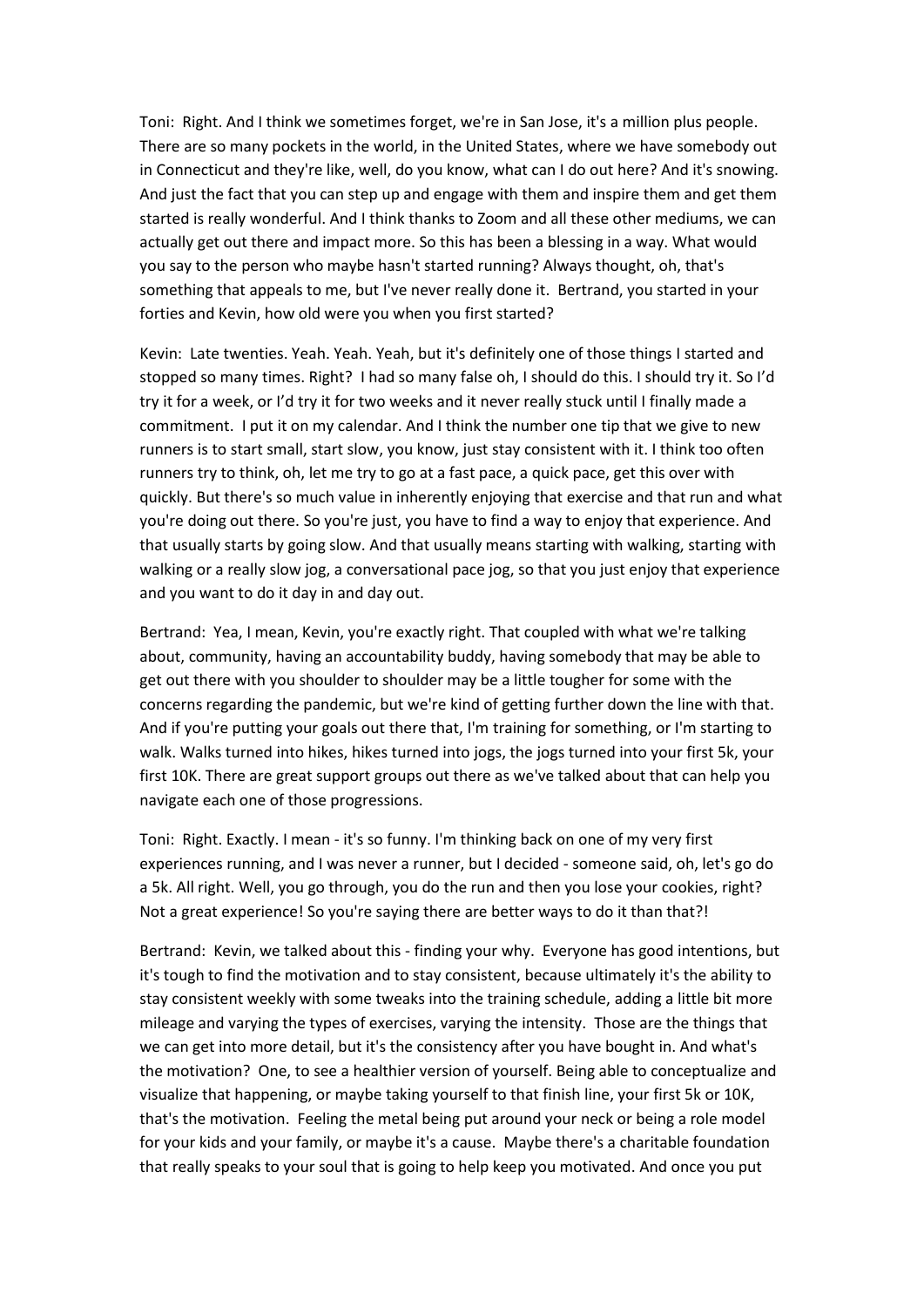Toni: Right. And I think we sometimes forget, we're in San Jose, it's a million plus people. There are so many pockets in the world, in the United States, where we have somebody out in Connecticut and they're like, well, do you know, what can I do out here? And it's snowing. And just the fact that you can step up and engage with them and inspire them and get them started is really wonderful. And I think thanks to Zoom and all these other mediums, we can actually get out there and impact more. So this has been a blessing in a way. What would you say to the person who maybe hasn't started running? Always thought, oh, that's something that appeals to me, but I've never really done it. Bertrand, you started in your forties and Kevin, how old were you when you first started?

Kevin: Late twenties. Yeah. Yeah. Yeah, but it's definitely one of those things I started and stopped so many times. Right? I had so many false oh, I should do this. I should try it. So I'd try it for a week, or I'd try it for two weeks and it never really stuck until I finally made a commitment. I put it on my calendar. And I think the number one tip that we give to new runners is to start small, start slow, you know, just stay consistent with it. I think too often runners try to think, oh, let me try to go at a fast pace, a quick pace, get this over with quickly. But there's so much value in inherently enjoying that exercise and that run and what you're doing out there. So you're just, you have to find a way to enjoy that experience. And that usually starts by going slow. And that usually means starting with walking, starting with walking or a really slow jog, a conversational pace jog, so that you just enjoy that experience and you want to do it day in and day out.

Bertrand: Yea, I mean, Kevin, you're exactly right. That coupled with what we're talking about, community, having an accountability buddy, having somebody that may be able to get out there with you shoulder to shoulder may be a little tougher for some with the concerns regarding the pandemic, but we're kind of getting further down the line with that. And if you're putting your goals out there that, I'm training for something, or I'm starting to walk. Walks turned into hikes, hikes turned into jogs, the jogs turned into your first 5k, your first 10K. There are great support groups out there as we've talked about that can help you navigate each one of those progressions.

Toni: Right. Exactly. I mean - it's so funny. I'm thinking back on one of my very first experiences running, and I was never a runner, but I decided - someone said, oh, let's go do a 5k. All right. Well, you go through, you do the run and then you lose your cookies, right? Not a great experience! So you're saying there are better ways to do it than that?!

Bertrand: Kevin, we talked about this - finding your why. Everyone has good intentions, but it's tough to find the motivation and to stay consistent, because ultimately it's the ability to stay consistent weekly with some tweaks into the training schedule, adding a little bit more mileage and varying the types of exercises, varying the intensity. Those are the things that we can get into more detail, but it's the consistency after you have bought in. And what's the motivation? One, to see a healthier version of yourself. Being able to conceptualize and visualize that happening, or maybe taking yourself to that finish line, your first 5k or 10K, that's the motivation. Feeling the metal being put around your neck or being a role model for your kids and your family, or maybe it's a cause. Maybe there's a charitable foundation that really speaks to your soul that is going to help keep you motivated. And once you put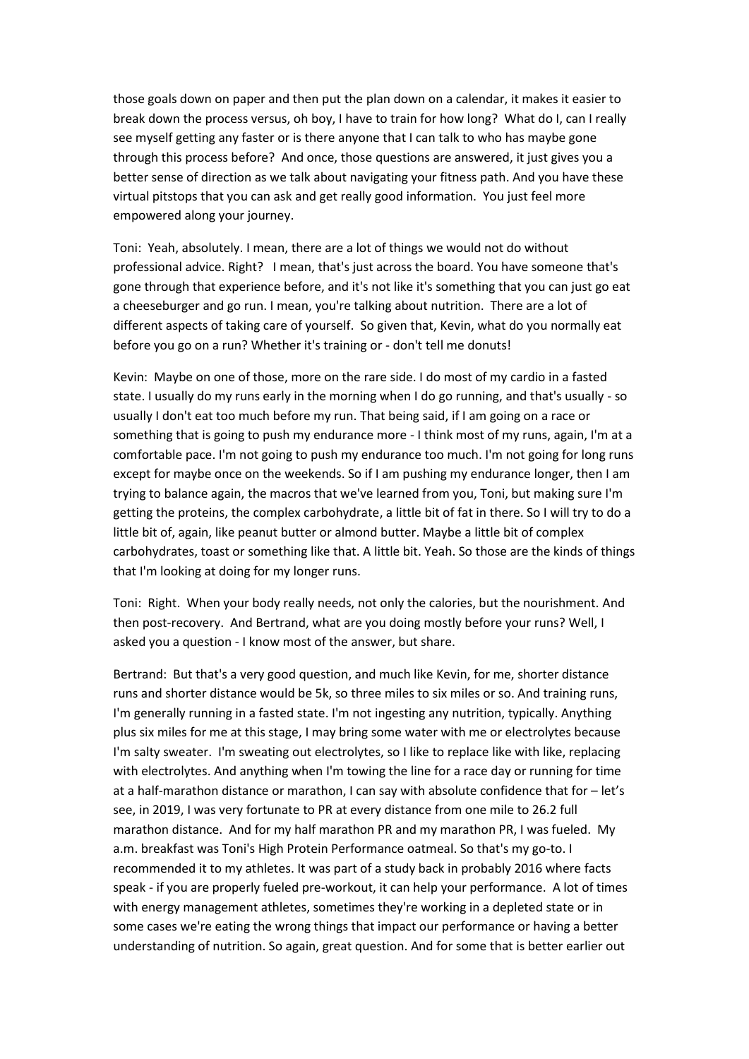those goals down on paper and then put the plan down on a calendar, it makes it easier to break down the process versus, oh boy, I have to train for how long? What do I, can I really see myself getting any faster or is there anyone that I can talk to who has maybe gone through this process before? And once, those questions are answered, it just gives you a better sense of direction as we talk about navigating your fitness path. And you have these virtual pitstops that you can ask and get really good information. You just feel more empowered along your journey.

Toni: Yeah, absolutely. I mean, there are a lot of things we would not do without professional advice. Right? I mean, that's just across the board. You have someone that's gone through that experience before, and it's not like it's something that you can just go eat a cheeseburger and go run. I mean, you're talking about nutrition. There are a lot of different aspects of taking care of yourself. So given that, Kevin, what do you normally eat before you go on a run? Whether it's training or - don't tell me donuts!

Kevin: Maybe on one of those, more on the rare side. I do most of my cardio in a fasted state. I usually do my runs early in the morning when I do go running, and that's usually - so usually I don't eat too much before my run. That being said, if I am going on a race or something that is going to push my endurance more - I think most of my runs, again, I'm at a comfortable pace. I'm not going to push my endurance too much. I'm not going for long runs except for maybe once on the weekends. So if I am pushing my endurance longer, then I am trying to balance again, the macros that we've learned from you, Toni, but making sure I'm getting the proteins, the complex carbohydrate, a little bit of fat in there. So I will try to do a little bit of, again, like peanut butter or almond butter. Maybe a little bit of complex carbohydrates, toast or something like that. A little bit. Yeah. So those are the kinds of things that I'm looking at doing for my longer runs.

Toni: Right. When your body really needs, not only the calories, but the nourishment. And then post-recovery. And Bertrand, what are you doing mostly before your runs? Well, I asked you a question - I know most of the answer, but share.

Bertrand: But that's a very good question, and much like Kevin, for me, shorter distance runs and shorter distance would be 5k, so three miles to six miles or so. And training runs, I'm generally running in a fasted state. I'm not ingesting any nutrition, typically. Anything plus six miles for me at this stage, I may bring some water with me or electrolytes because I'm salty sweater. I'm sweating out electrolytes, so I like to replace like with like, replacing with electrolytes. And anything when I'm towing the line for a race day or running for time at a half-marathon distance or marathon, I can say with absolute confidence that for – let's see, in 2019, I was very fortunate to PR at every distance from one mile to 26.2 full marathon distance. And for my half marathon PR and my marathon PR, I was fueled. My a.m. breakfast was Toni's High Protein Performance oatmeal. So that's my go-to. I recommended it to my athletes. It was part of a study back in probably 2016 where facts speak - if you are properly fueled pre-workout, it can help your performance. A lot of times with energy management athletes, sometimes they're working in a depleted state or in some cases we're eating the wrong things that impact our performance or having a better understanding of nutrition. So again, great question. And for some that is better earlier out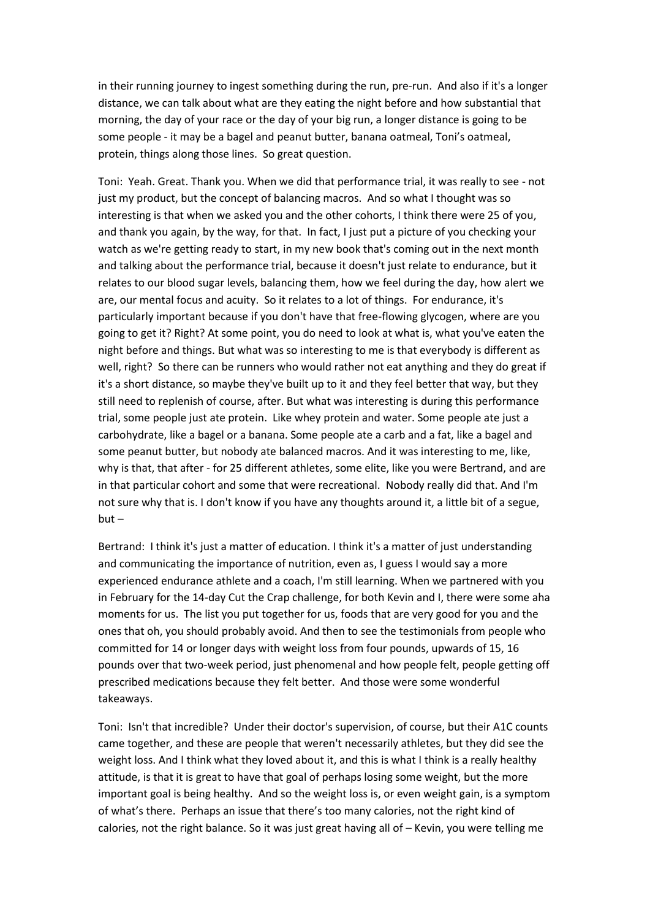in their running journey to ingest something during the run, pre-run. And also if it's a longer distance, we can talk about what are they eating the night before and how substantial that morning, the day of your race or the day of your big run, a longer distance is going to be some people - it may be a bagel and peanut butter, banana oatmeal, Toni's oatmeal, protein, things along those lines. So great question.

Toni: Yeah. Great. Thank you. When we did that performance trial, it was really to see - not just my product, but the concept of balancing macros. And so what I thought was so interesting is that when we asked you and the other cohorts, I think there were 25 of you, and thank you again, by the way, for that. In fact, I just put a picture of you checking your watch as we're getting ready to start, in my new book that's coming out in the next month and talking about the performance trial, because it doesn't just relate to endurance, but it relates to our blood sugar levels, balancing them, how we feel during the day, how alert we are, our mental focus and acuity. So it relates to a lot of things. For endurance, it's particularly important because if you don't have that free-flowing glycogen, where are you going to get it? Right? At some point, you do need to look at what is, what you've eaten the night before and things. But what was so interesting to me is that everybody is different as well, right? So there can be runners who would rather not eat anything and they do great if it's a short distance, so maybe they've built up to it and they feel better that way, but they still need to replenish of course, after. But what was interesting is during this performance trial, some people just ate protein. Like whey protein and water. Some people ate just a carbohydrate, like a bagel or a banana. Some people ate a carb and a fat, like a bagel and some peanut butter, but nobody ate balanced macros. And it was interesting to me, like, why is that, that after - for 25 different athletes, some elite, like you were Bertrand, and are in that particular cohort and some that were recreational. Nobody really did that. And I'm not sure why that is. I don't know if you have any thoughts around it, a little bit of a segue, but –

Bertrand: I think it's just a matter of education. I think it's a matter of just understanding and communicating the importance of nutrition, even as, I guess I would say a more experienced endurance athlete and a coach, I'm still learning. When we partnered with you in February for the 14-day Cut the Crap challenge, for both Kevin and I, there were some aha moments for us. The list you put together for us, foods that are very good for you and the ones that oh, you should probably avoid. And then to see the testimonials from people who committed for 14 or longer days with weight loss from four pounds, upwards of 15, 16 pounds over that two-week period, just phenomenal and how people felt, people getting off prescribed medications because they felt better. And those were some wonderful takeaways.

Toni: Isn't that incredible? Under their doctor's supervision, of course, but their A1C counts came together, and these are people that weren't necessarily athletes, but they did see the weight loss. And I think what they loved about it, and this is what I think is a really healthy attitude, is that it is great to have that goal of perhaps losing some weight, but the more important goal is being healthy. And so the weight loss is, or even weight gain, is a symptom of what's there. Perhaps an issue that there's too many calories, not the right kind of calories, not the right balance. So it was just great having all of – Kevin, you were telling me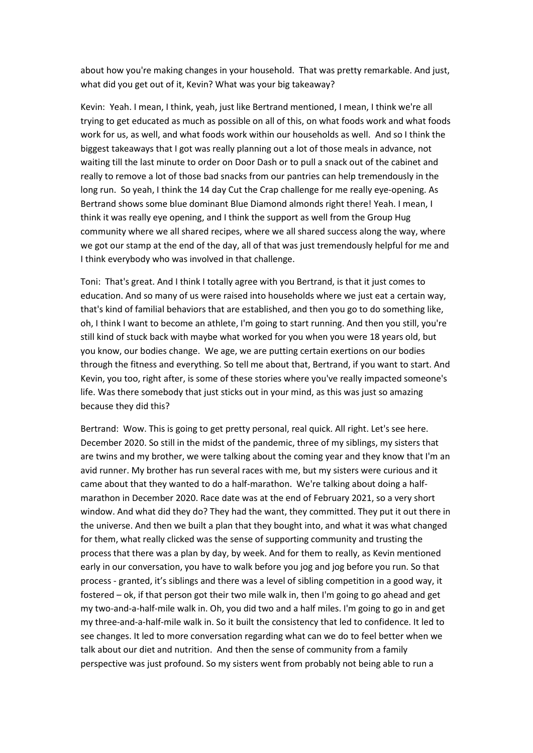about how you're making changes in your household. That was pretty remarkable. And just, what did you get out of it, Kevin? What was your big takeaway?

Kevin: Yeah. I mean, I think, yeah, just like Bertrand mentioned, I mean, I think we're all trying to get educated as much as possible on all of this, on what foods work and what foods work for us, as well, and what foods work within our households as well. And so I think the biggest takeaways that I got was really planning out a lot of those meals in advance, not waiting till the last minute to order on Door Dash or to pull a snack out of the cabinet and really to remove a lot of those bad snacks from our pantries can help tremendously in the long run. So yeah, I think the 14 day Cut the Crap challenge for me really eye-opening. As Bertrand shows some blue dominant Blue Diamond almonds right there! Yeah. I mean, I think it was really eye opening, and I think the support as well from the Group Hug community where we all shared recipes, where we all shared success along the way, where we got our stamp at the end of the day, all of that was just tremendously helpful for me and I think everybody who was involved in that challenge.

Toni: That's great. And I think I totally agree with you Bertrand, is that it just comes to education. And so many of us were raised into households where we just eat a certain way, that's kind of familial behaviors that are established, and then you go to do something like, oh, I think I want to become an athlete, I'm going to start running. And then you still, you're still kind of stuck back with maybe what worked for you when you were 18 years old, but you know, our bodies change. We age, we are putting certain exertions on our bodies through the fitness and everything. So tell me about that, Bertrand, if you want to start. And Kevin, you too, right after, is some of these stories where you've really impacted someone's life. Was there somebody that just sticks out in your mind, as this was just so amazing because they did this?

Bertrand: Wow. This is going to get pretty personal, real quick. All right. Let's see here. December 2020. So still in the midst of the pandemic, three of my siblings, my sisters that are twins and my brother, we were talking about the coming year and they know that I'm an avid runner. My brother has run several races with me, but my sisters were curious and it came about that they wanted to do a half-marathon. We're talking about doing a half-marathon in December 2020. Race date was at the end of February 2021, so a very short window. And what did they do? They had the want, they committed. They put it out there in the universe. And then we built a plan that they bought into, and what it was what changed for them, what really clicked was the sense of supporting community and trusting the process that there was a plan by day, by week. And for them to really, as Kevin mentioned early in our conversation, you have to walk before you jog and jog before you run. So that process - granted, it's siblings and there was a level of sibling competition in a good way, it fostered – ok, if that person got their two mile walk in, then I'm going to go ahead and get my two-and-a-half-mile walk in. Oh, you did two and a half miles. I'm going to go in and get my three-and-a-half-mile walk in. So it built the consistency that led to confidence. It led to see changes. It led to more conversation regarding what can we do to feel better when we talk about our diet and nutrition. And then the sense of community from a family perspective was just profound. So my sisters went from probably not being able to run a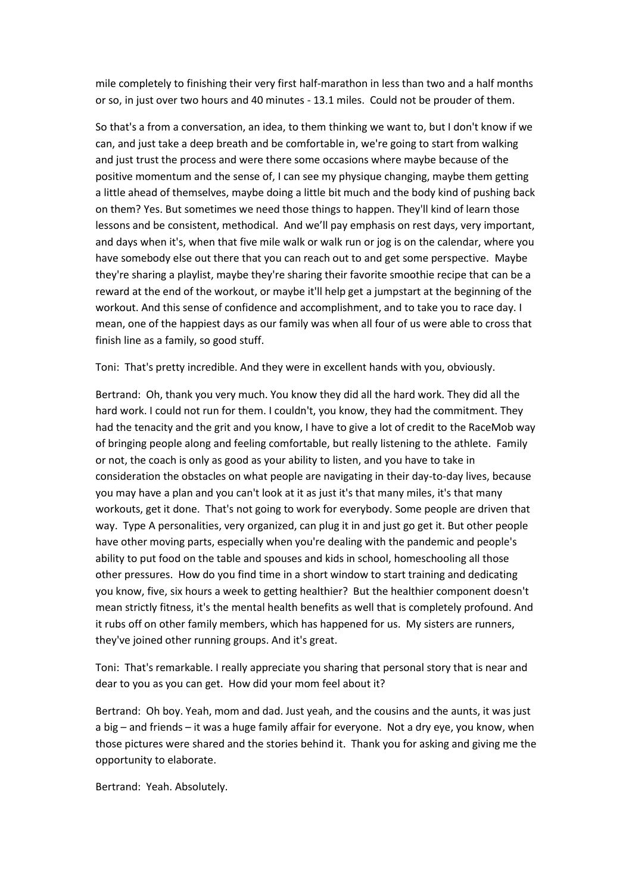mile completely to finishing their very first half-marathon in less than two and a half months or so, in just over two hours and 40 minutes - 13.1 miles.  Could not be prouder of them.

So that's a from a conversation, an idea, to them thinking we want to, but I don't know if we can, and just take a deep breath and be comfortable in, we're going to start from walking and just trust the process and were there some occasions where maybe because of the positive momentum and the sense of, I can see my physique changing, maybe them getting a little ahead of themselves, maybe doing a little bit much and the body kind of pushing back on them? Yes. But sometimes we need those things to happen. They'll kind of learn those lessons and be consistent, methodical.  And we'll pay emphasis on rest days, very important, and days when it's, when that five mile walk or walk run or jog is on the calendar, where you have somebody else out there that you can reach out to and get some perspective.  Maybe they're sharing a playlist, maybe they're sharing their favorite smoothie recipe that can be a reward at the end of the workout, or maybe it'll help get a jumpstart at the beginning of the workout. And this sense of confidence and accomplishment, and to take you to race day. I mean, one of the happiest days as our family was when all four of us were able to cross that finish line as a family, so good stuff.

Toni:  That's pretty incredible. And they were in excellent hands with you, obviously.

Bertrand:  Oh, thank you very much. You know they did all the hard work. They did all the hard work. I could not run for them. I couldn't, you know, they had the commitment. They had the tenacity and the grit and you know, I have to give a lot of credit to the RaceMob way of bringing people along and feeling comfortable, but really listening to the athlete.  Family or not, the coach is only as good as your ability to listen, and you have to take in consideration the obstacles on what people are navigating in their day-to-day lives, because you may have a plan and you can't look at it as just it's that many miles, it's that many workouts, get it done.  That's not going to work for everybody. Some people are driven that way.  Type A personalities, very organized, can plug it in and just go get it. But other people have other moving parts, especially when you're dealing with the pandemic and people's ability to put food on the table and spouses and kids in school, homeschooling all those other pressures.  How do you find time in a short window to start training and dedicating you know, five, six hours a week to getting healthier?  But the healthier component doesn't mean strictly fitness, it's the mental health benefits as well that is completely profound. And it rubs off on other family members, which has happened for us.  My sisters are runners, they've joined other running groups. And it's great.

Toni:  That's remarkable. I really appreciate you sharing that personal story that is near and dear to you as you can get.  How did your mom feel about it?

Bertrand:  Oh boy. Yeah, mom and dad. Just yeah, and the cousins and the aunts, it was just a big – and friends – it was a huge family affair for everyone.  Not a dry eye, you know, when those pictures were shared and the stories behind it.  Thank you for asking and giving me the opportunity to elaborate.

Bertrand:  Yeah. Absolutely.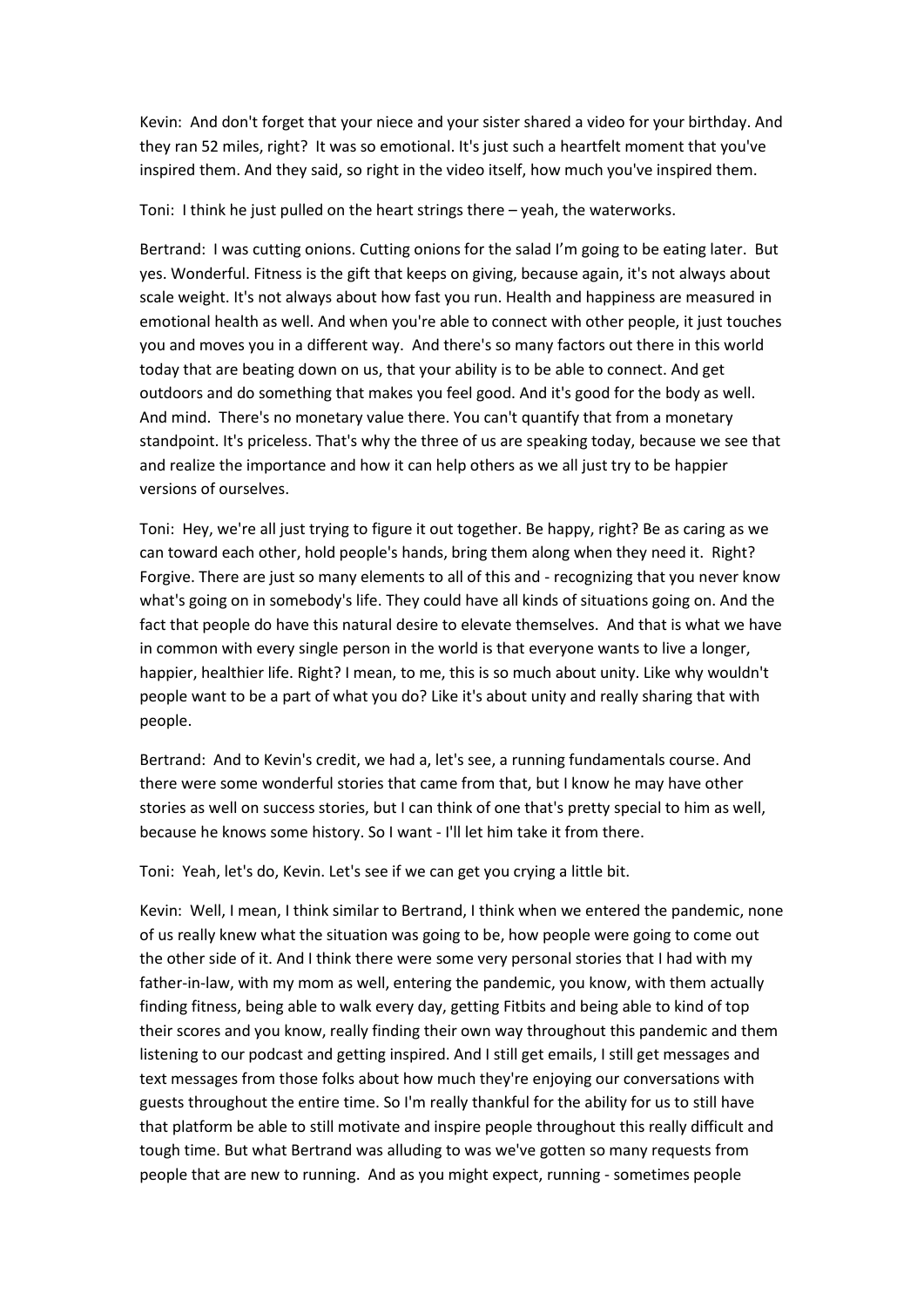Kevin: And don't forget that your niece and your sister shared a video for your birthday. And they ran 52 miles, right? It was so emotional. It's just such a heartfelt moment that you've inspired them. And they said, so right in the video itself, how much you've inspired them.

Toni: I think he just pulled on the heart strings there – yeah, the waterworks.

Bertrand: I was cutting onions. Cutting onions for the salad I'm going to be eating later. But yes. Wonderful. Fitness is the gift that keeps on giving, because again, it's not always about scale weight. It's not always about how fast you run. Health and happiness are measured in emotional health as well. And when you're able to connect with other people, it just touches you and moves you in a different way. And there's so many factors out there in this world today that are beating down on us, that your ability is to be able to connect. And get outdoors and do something that makes you feel good. And it's good for the body as well. And mind. There's no monetary value there. You can't quantify that from a monetary standpoint. It's priceless. That's why the three of us are speaking today, because we see that and realize the importance and how it can help others as we all just try to be happier versions of ourselves.

Toni: Hey, we're all just trying to figure it out together. Be happy, right? Be as caring as we can toward each other, hold people's hands, bring them along when they need it. Right? Forgive. There are just so many elements to all of this and - recognizing that you never know what's going on in somebody's life. They could have all kinds of situations going on. And the fact that people do have this natural desire to elevate themselves. And that is what we have in common with every single person in the world is that everyone wants to live a longer, happier, healthier life. Right? I mean, to me, this is so much about unity. Like why wouldn't people want to be a part of what you do? Like it's about unity and really sharing that with people.

Bertrand: And to Kevin's credit, we had a, let's see, a running fundamentals course. And there were some wonderful stories that came from that, but I know he may have other stories as well on success stories, but I can think of one that's pretty special to him as well, because he knows some history. So I want - I'll let him take it from there.

Toni: Yeah, let's do, Kevin. Let's see if we can get you crying a little bit.

Kevin: Well, I mean, I think similar to Bertrand, I think when we entered the pandemic, none of us really knew what the situation was going to be, how people were going to come out the other side of it. And I think there were some very personal stories that I had with my father-in-law, with my mom as well, entering the pandemic, you know, with them actually finding fitness, being able to walk every day, getting Fitbits and being able to kind of top their scores and you know, really finding their own way throughout this pandemic and them listening to our podcast and getting inspired. And I still get emails, I still get messages and text messages from those folks about how much they're enjoying our conversations with guests throughout the entire time. So I'm really thankful for the ability for us to still have that platform be able to still motivate and inspire people throughout this really difficult and tough time. But what Bertrand was alluding to was we've gotten so many requests from people that are new to running. And as you might expect, running - sometimes people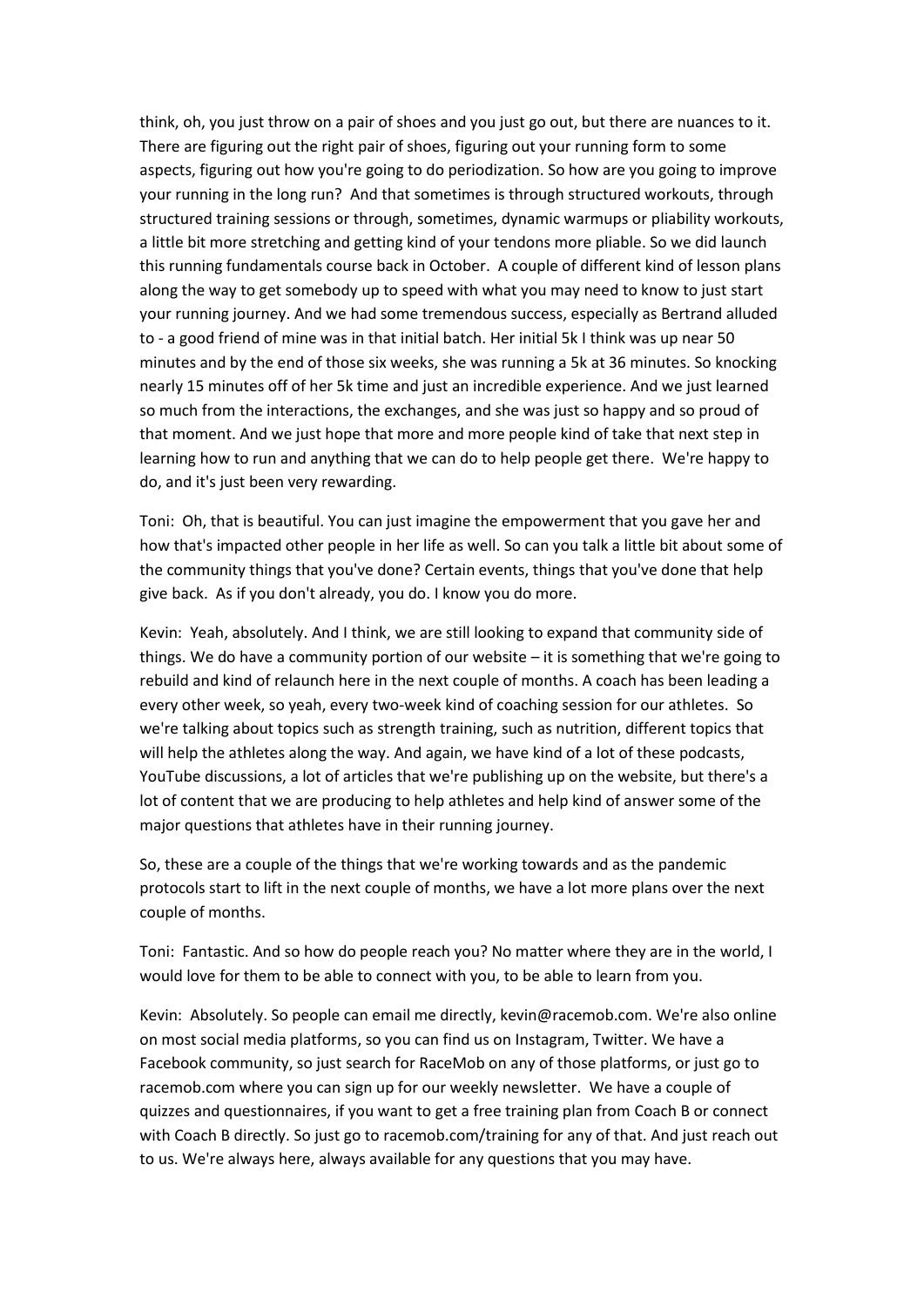think, oh, you just throw on a pair of shoes and you just go out, but there are nuances to it. There are figuring out the right pair of shoes, figuring out your running form to some aspects, figuring out how you're going to do periodization. So how are you going to improve your running in the long run? And that sometimes is through structured workouts, through structured training sessions or through, sometimes, dynamic warmups or pliability workouts, a little bit more stretching and getting kind of your tendons more pliable. So we did launch this running fundamentals course back in October. A couple of different kind of lesson plans along the way to get somebody up to speed with what you may need to know to just start your running journey. And we had some tremendous success, especially as Bertrand alluded to - a good friend of mine was in that initial batch. Her initial 5k I think was up near 50 minutes and by the end of those six weeks, she was running a 5k at 36 minutes. So knocking nearly 15 minutes off of her 5k time and just an incredible experience. And we just learned so much from the interactions, the exchanges, and she was just so happy and so proud of that moment. And we just hope that more and more people kind of take that next step in learning how to run and anything that we can do to help people get there. We're happy to do, and it's just been very rewarding.

Toni: Oh, that is beautiful. You can just imagine the empowerment that you gave her and how that's impacted other people in her life as well. So can you talk a little bit about some of the community things that you've done? Certain events, things that you've done that help give back. As if you don't already, you do. I know you do more.

Kevin: Yeah, absolutely. And I think, we are still looking to expand that community side of things. We do have a community portion of our website – it is something that we're going to rebuild and kind of relaunch here in the next couple of months. A coach has been leading a every other week, so yeah, every two-week kind of coaching session for our athletes. So we're talking about topics such as strength training, such as nutrition, different topics that will help the athletes along the way. And again, we have kind of a lot of these podcasts, YouTube discussions, a lot of articles that we're publishing up on the website, but there's a lot of content that we are producing to help athletes and help kind of answer some of the major questions that athletes have in their running journey.

So, these are a couple of the things that we're working towards and as the pandemic protocols start to lift in the next couple of months, we have a lot more plans over the next couple of months.

Toni: Fantastic. And so how do people reach you? No matter where they are in the world, I would love for them to be able to connect with you, to be able to learn from you.

Kevin: Absolutely. So people can email me directly, kevin@racemob.com. We're also online on most social media platforms, so you can find us on Instagram, Twitter. We have a Facebook community, so just search for RaceMob on any of those platforms, or just go to racemob.com where you can sign up for our weekly newsletter. We have a couple of quizzes and questionnaires, if you want to get a free training plan from Coach B or connect with Coach B directly. So just go to racemob.com/training for any of that. And just reach out to us. We're always here, always available for any questions that you may have.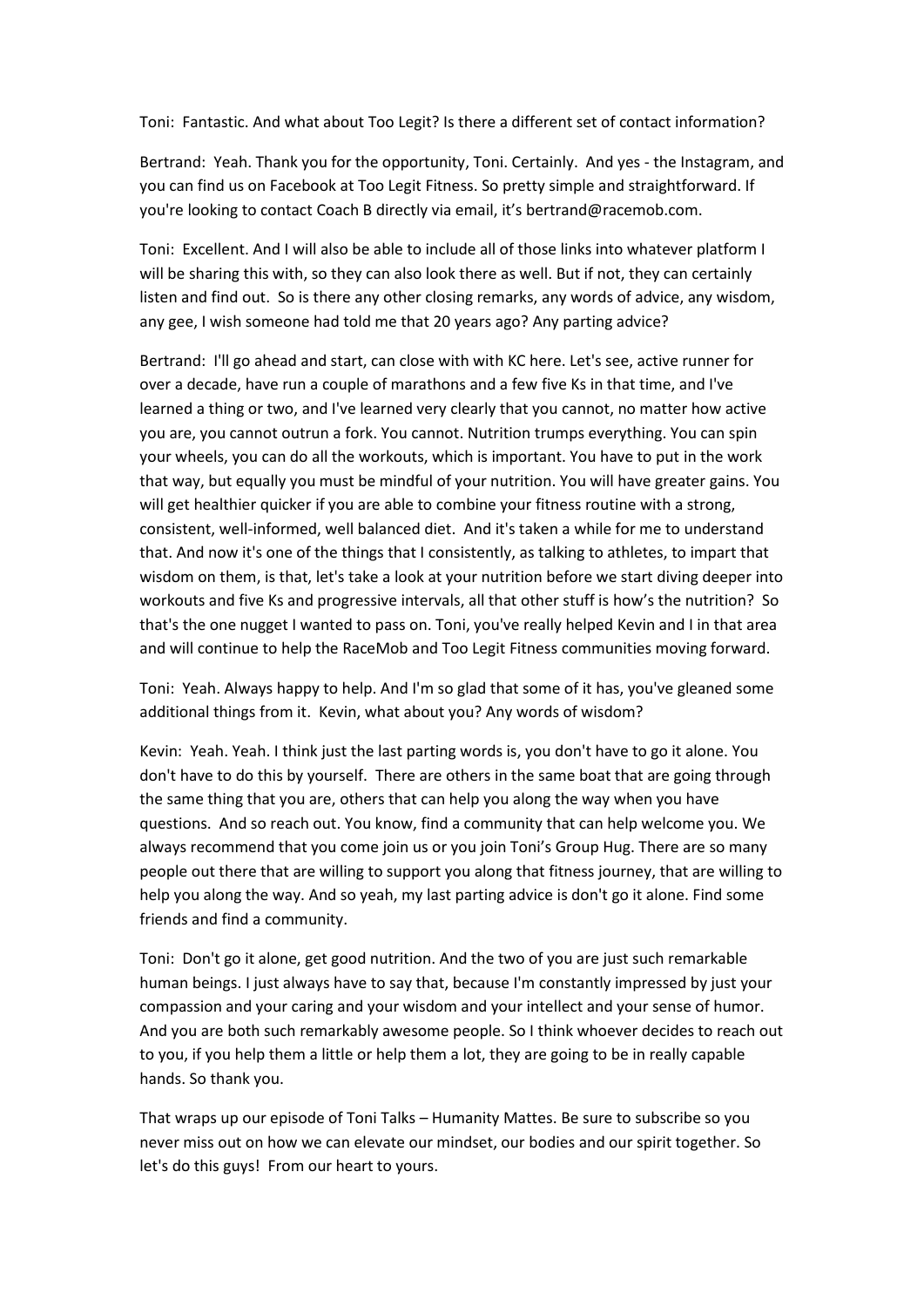Toni: Fantastic. And what about Too Legit? Is there a different set of contact information?

Bertrand: Yeah. Thank you for the opportunity, Toni. Certainly. And yes - the Instagram, and you can find us on Facebook at Too Legit Fitness. So pretty simple and straightforward. If you're looking to contact Coach B directly via email, it's bertrand@racemob.com.

Toni: Excellent. And I will also be able to include all of those links into whatever platform I will be sharing this with, so they can also look there as well. But if not, they can certainly listen and find out. So is there any other closing remarks, any words of advice, any wisdom, any gee, I wish someone had told me that 20 years ago? Any parting advice?

Bertrand: I'll go ahead and start, can close with with KC here. Let's see, active runner for over a decade, have run a couple of marathons and a few five Ks in that time, and I've learned a thing or two, and I've learned very clearly that you cannot, no matter how active you are, you cannot outrun a fork. You cannot. Nutrition trumps everything. You can spin your wheels, you can do all the workouts, which is important. You have to put in the work that way, but equally you must be mindful of your nutrition. You will have greater gains. You will get healthier quicker if you are able to combine your fitness routine with a strong, consistent, well-informed, well balanced diet. And it's taken a while for me to understand that. And now it's one of the things that I consistently, as talking to athletes, to impart that wisdom on them, is that, let's take a look at your nutrition before we start diving deeper into workouts and five Ks and progressive intervals, all that other stuff is how's the nutrition? So that's the one nugget I wanted to pass on. Toni, you've really helped Kevin and I in that area and will continue to help the RaceMob and Too Legit Fitness communities moving forward.

Toni: Yeah. Always happy to help. And I'm so glad that some of it has, you've gleaned some additional things from it. Kevin, what about you? Any words of wisdom?

Kevin: Yeah. Yeah. I think just the last parting words is, you don't have to go it alone. You don't have to do this by yourself. There are others in the same boat that are going through the same thing that you are, others that can help you along the way when you have questions. And so reach out. You know, find a community that can help welcome you. We always recommend that you come join us or you join Toni's Group Hug. There are so many people out there that are willing to support you along that fitness journey, that are willing to help you along the way. And so yeah, my last parting advice is don't go it alone. Find some friends and find a community.

Toni: Don't go it alone, get good nutrition. And the two of you are just such remarkable human beings. I just always have to say that, because I'm constantly impressed by just your compassion and your caring and your wisdom and your intellect and your sense of humor. And you are both such remarkably awesome people. So I think whoever decides to reach out to you, if you help them a little or help them a lot, they are going to be in really capable hands. So thank you.

That wraps up our episode of Toni Talks – Humanity Mattes. Be sure to subscribe so you never miss out on how we can elevate our mindset, our bodies and our spirit together. So let's do this guys! From our heart to yours.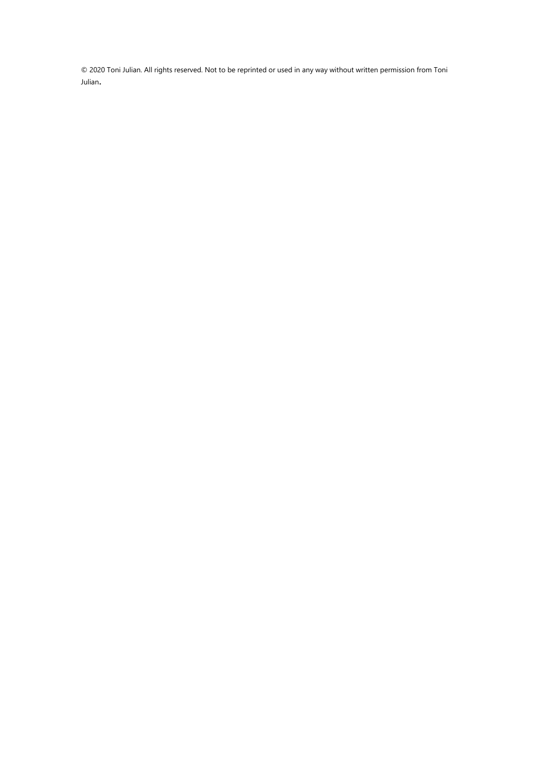© 2020 Toni Julian. All rights reserved. Not to be reprinted or used in any way without written permission from Toni Julian.